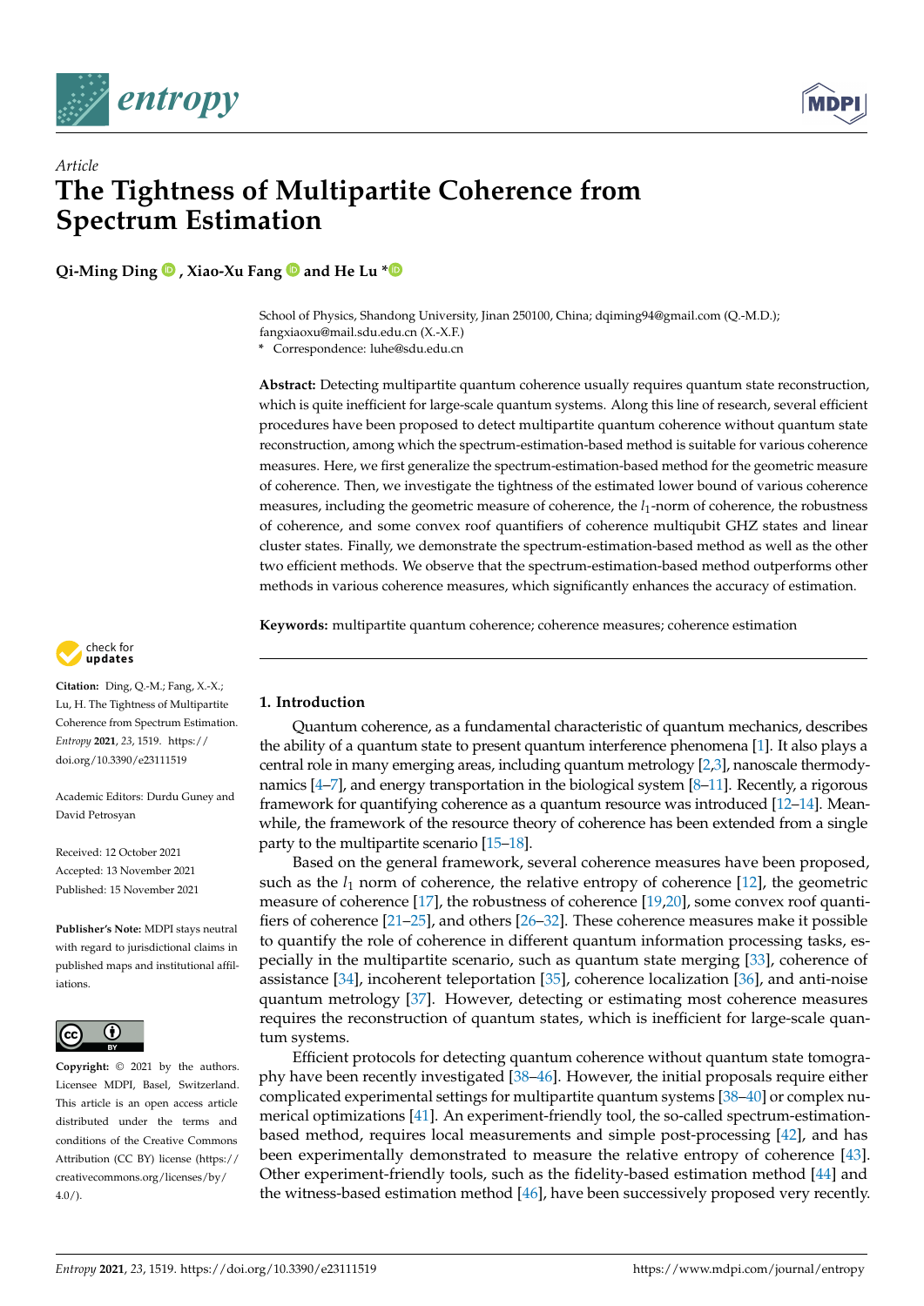*Article*

# The Tightness of Multipartite Coherence from Spectrum Estimation

**Qi-Ming Ding , Xiao-Xu Fang and He Lu ***

School of Physics, Shandong University, Jinan 250100, China; dqiming94@gmail.com (Q.-M.D.); fangxiaoxu@mail.sdu.edu.cn (X.-X.F.)

\* Correspondence: luhe@sdu.edu.cn

**Abstract:** Detecting multipartite quantum coherence usually requires quantum state reconstruction, which is quite inefficient for large-scale quantum systems. Along this line of research, several efficient procedures have been proposed to detect multipartite quantum coherence without quantum state reconstruction, among which the spectrum-estimation-based method is suitable for various coherence measures. Here, we first generalize the spectrum-estimation-based method for the geometric measure of coherence. Then, we investigate the tightness of the estimated lower bound of various coherence measures, including the geometric measure of coherence, the $l_1$-norm of coherence, the robustness of coherence, and some convex roof quantifiers of coherence multiqubit GHZ states and linear cluster states. Finally, we demonstrate the spectrum-estimation-based method as well as the other two efficient methods. We observe that the spectrum-estimation-based method outperforms other methods in various coherence measures, which significantly enhances the accuracy of estimation.

**Keywords:** multipartite quantum coherence; coherence measures; coherence estimation

**Citation:** Ding, Q.-M.; Fang, X.-X.; Lu, H. The Tightness of Multipartite Coherence from Spectrum Estimation. *Entropy* **2021**, *23*, 1519. https://doi.org/10.3390/e23111519

Academic Editors: Durdu Guney and David Petrosyan

Received: 12 October 2021
Accepted: 13 November 2021
Published: 15 November 2021

**Publisher's Note:** MDPI stays neutral with regard to jurisdictional claims in published maps and institutional affiliations.

**Copyright:** © 2021 by the authors. Licensee MDPI, Basel, Switzerland. This article is an open access article distributed under the terms and conditions of the Creative Commons Attribution (CC BY) license (https://creativecommons.org/licenses/by/4.0/).

## 1. Introduction

Quantum coherence, as a fundamental characteristic of quantum mechanics, describes the ability of a quantum state to present quantum interference phenomena [1]. It also plays a central role in many emerging areas, including quantum metrology [2,3], nanoscale thermodynamics [4–7], and energy transportation in the biological system [8–11]. Recently, a rigorous framework for quantifying coherence as a quantum resource was introduced [12–14]. Meanwhile, the framework of the resource theory of coherence has been extended from a single party to the multipartite scenario [15–18].

Based on the general framework, several coherence measures have been proposed, such as the $l_1$ norm of coherence, the relative entropy of coherence [12], the geometric measure of coherence [17], the robustness of coherence [19,20], some convex roof quantifiers of coherence [21–25], and others [26–32]. These coherence measures make it possible to quantify the role of coherence in different quantum information processing tasks, especially in the multipartite scenario, such as quantum state merging [33], coherence of assistance [34], incoherent teleportation [35], coherence localization [36], and anti-noise quantum metrology [37]. However, detecting or estimating most coherence measures requires the reconstruction of quantum states, which is inefficient for large-scale quantum systems.

Efficient protocols for detecting quantum coherence without quantum state tomography have been recently investigated [38–46]. However, the initial proposals require either complicated experimental settings for multipartite quantum systems [38–40] or complex numerical optimizations [41]. An experiment-friendly tool, the so-called spectrum-estimation-based method, requires local measurements and simple post-processing [42], and has been experimentally demonstrated to measure the relative entropy of coherence [43]. Other experiment-friendly tools, such as the fidelity-based estimation method [44] and the witness-based estimation method [46], have been successively proposed very recently.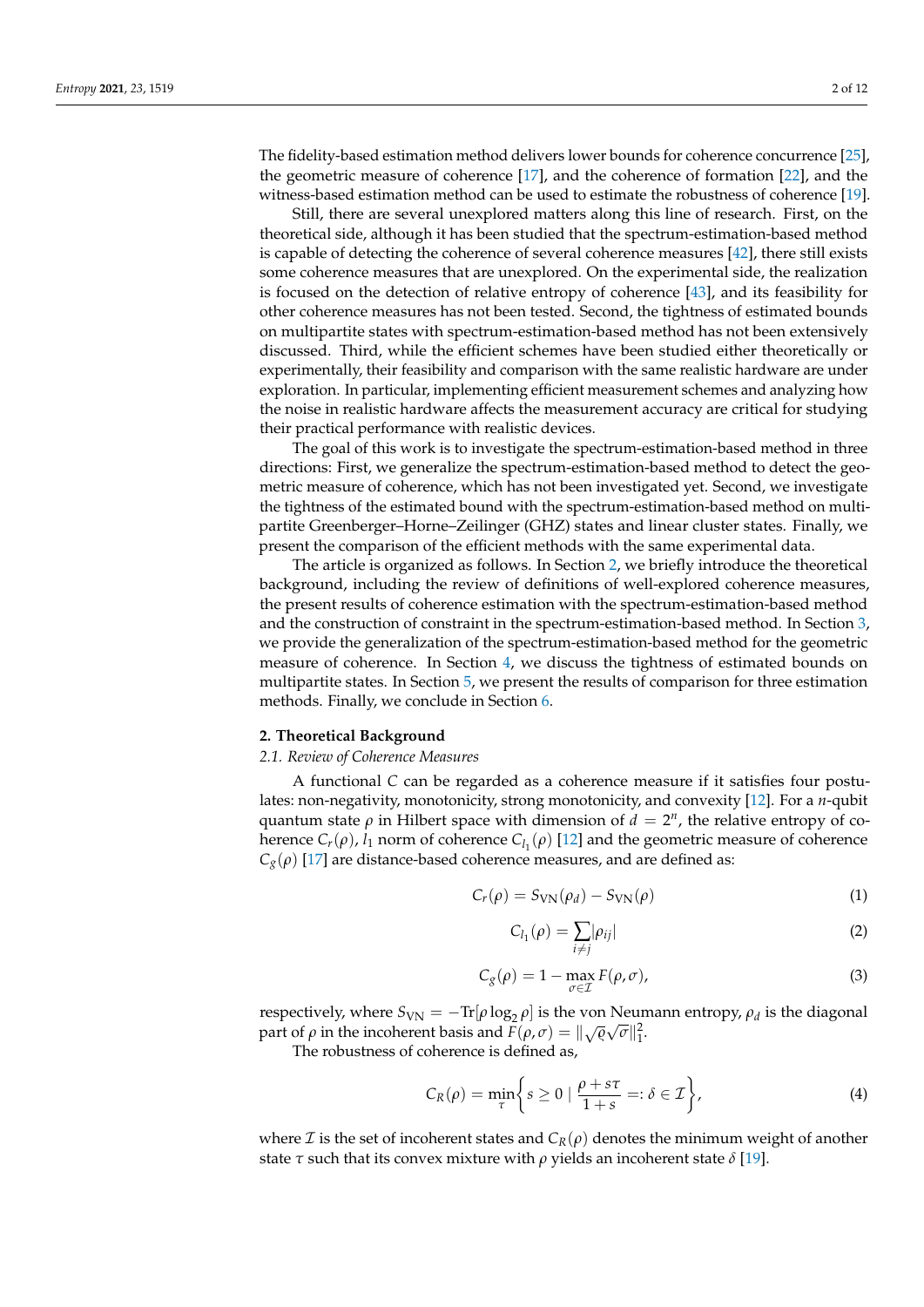The fidelity-based estimation method delivers lower bounds for coherence concurrence [25], the geometric measure of coherence [17], and the coherence of formation [22], and the witness-based estimation method can be used to estimate the robustness of coherence [19].

Still, there are several unexplored matters along this line of research. First, on the theoretical side, although it has been studied that the spectrum-estimation-based method is capable of detecting the coherence of several coherence measures [42], there still exists some coherence measures that are unexplored. On the experimental side, the realization is focused on the detection of relative entropy of coherence [43], and its feasibility for other coherence measures has not been tested. Second, the tightness of estimated bounds on multipartite states with spectrum-estimation-based method has not been extensively discussed. Third, while the efficient schemes have been studied either theoretically or experimentally, their feasibility and comparison with the same realistic hardware are under exploration. In particular, implementing efficient measurement schemes and analyzing how the noise in realistic hardware affects the measurement accuracy are critical for studying their practical performance with realistic devices.

The goal of this work is to investigate the spectrum-estimation-based method in three directions: First, we generalize the spectrum-estimation-based method to detect the geometric measure of coherence, which has not been investigated yet. Second, we investigate the tightness of the estimated bound with the spectrum-estimation-based method on multipartite Greenberger–Horne–Zeilinger (GHZ) states and linear cluster states. Finally, we present the comparison of the efficient methods with the same experimental data.

The article is organized as follows. In Section 2, we briefly introduce the theoretical background, including the review of definitions of well-explored coherence measures, the present results of coherence estimation with the spectrum-estimation-based method and the construction of constraint in the spectrum-estimation-based method. In Section 3, we provide the generalization of the spectrum-estimation-based method for the geometric measure of coherence. In Section 4, we discuss the tightness of estimated bounds on multipartite states. In Section 5, we present the results of comparison for three estimation methods. Finally, we conclude in Section 6.

## 2. Theoretical Background

### 2.1. Review of Coherence Measures

A functional $C$ can be regarded as a coherence measure if it satisfies four postulates: non-negativity, monotonicity, strong monotonicity, and convexity [12]. For a $n$-qubit quantum state $\rho$ in Hilbert space with dimension of $d = 2^n$, the relative entropy of coherence $C_r(\rho)$, $l_1$ norm of coherence $C_{l_1}(\rho)$ [12] and the geometric measure of coherence $C_g(\rho)$ [17] are distance-based coherence measures, and are defined as:

$$C_r(\rho) = S_{\text{VN}}(\rho_d) - S_{\text{VN}}(\rho) \tag{1}$$

$$C_{l_1}(\rho) = \sum_{i \neq j} |\rho_{ij}| \tag{2}$$

$$C_g(\rho) = 1 - \max_{\sigma \in \mathcal{I}} F(\rho, \sigma), \tag{3}$$

respectively, where $S_{\text{VN}} = -\text{Tr}[\rho \log_2 \rho]$ is the von Neumann entropy, $\rho_d$ is the diagonal part of $\rho$ in the incoherent basis and $F(\rho, \sigma) = \|\sqrt{\varrho}\sqrt{\sigma}\|_1^2$.

The robustness of coherence is defined as,

$$C_R(\rho) = \min_{\tau} \left\{ s \geq 0 \mid \frac{\rho + s\tau}{1+s} =: \delta \in \mathcal{I} \right\}, \tag{4}$$

where $\mathcal{I}$ is the set of incoherent states and $C_R(\rho)$ denotes the minimum weight of another state $\tau$ such that its convex mixture with $\rho$ yields an incoherent state $\delta$ [19].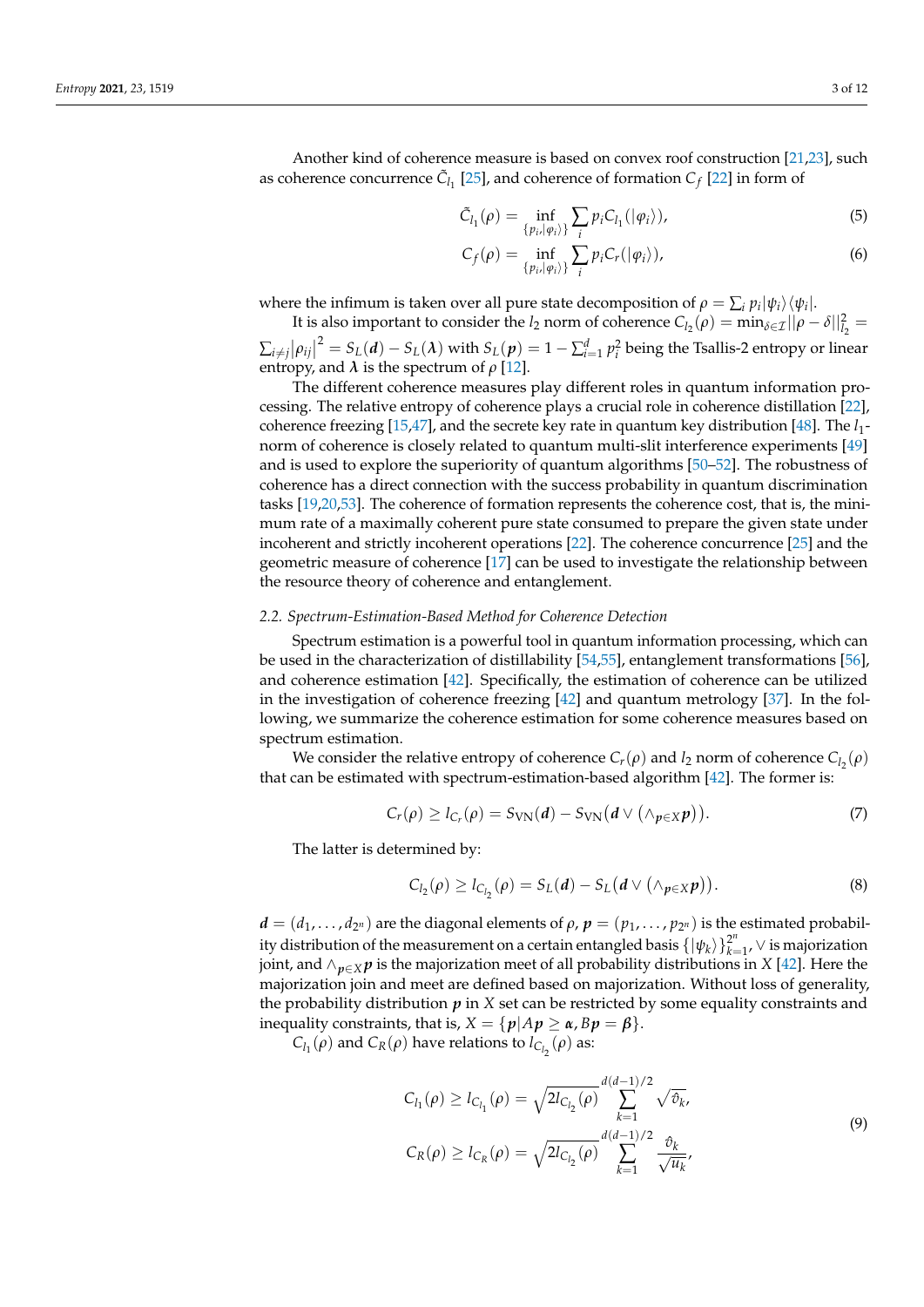Another kind of coherence measure is based on convex roof construction [21,23], such as coherence concurrence $\tilde{C}_{l_1}$ [25], and coherence of formation $C_f$ [22] in form of

$$\tilde{C}_{l_1}(\rho) = \inf_{\{p_i,|\varphi_i\rangle\}} \sum_i p_i C_{l_1}(|\varphi_i\rangle), \tag{5}$$

$$C_f(\rho) = \inf_{\{p_i,|\varphi_i\rangle\}} \sum_i p_i C_r(|\varphi_i\rangle), \tag{6}$$

where the infimum is taken over all pure state decomposition of $\rho = \sum_i p_i |\psi_i\rangle\langle\psi_i|$.

It is also important to consider the $l_2$ norm of coherence $C_{l_2}(\rho) = \min_{\delta\in\mathcal{I}} ||\rho - \delta||_{l_2}^2 = \sum_{i\neq j} |\rho_{ij}|^2 = S_L(\boldsymbol{d}) - S_L(\boldsymbol{\lambda})$ with $S_L(\boldsymbol{p}) = 1 - \sum_{i=1}^d p_i^2$ being the Tsallis-2 entropy or linear entropy, and $\boldsymbol{\lambda}$ is the spectrum of $\rho$ [12].

The different coherence measures play different roles in quantum information processing. The relative entropy of coherence plays a crucial role in coherence distillation [22], coherence freezing [15,47], and the secrete key rate in quantum key distribution [48]. The $l_1$-norm of coherence is closely related to quantum multi-slit interference experiments [49] and is used to explore the superiority of quantum algorithms [50–52]. The robustness of coherence has a direct connection with the success probability in quantum discrimination tasks [19,20,53]. The coherence of formation represents the coherence cost, that is, the minimum rate of a maximally coherent pure state consumed to prepare the given state under incoherent and strictly incoherent operations [22]. The coherence concurrence [25] and the geometric measure of coherence [17] can be used to investigate the relationship between the resource theory of coherence and entanglement.

### *2.2. Spectrum-Estimation-Based Method for Coherence Detection*

Spectrum estimation is a powerful tool in quantum information processing, which can be used in the characterization of distillability [54,55], entanglement transformations [56], and coherence estimation [42]. Specifically, the estimation of coherence can be utilized in the investigation of coherence freezing [42] and quantum metrology [37]. In the following, we summarize the coherence estimation for some coherence measures based on spectrum estimation.

We consider the relative entropy of coherence $C_r(\rho)$ and $l_2$ norm of coherence $C_{l_2}(\rho)$ that can be estimated with spectrum-estimation-based algorithm [42]. The former is:

$$C_r(\rho) \geq l_{C_r}(\rho) = S_{\mathrm{VN}}(\boldsymbol{d}) - S_{\mathrm{VN}}(\boldsymbol{d} \vee (\wedge_{\boldsymbol{p}\in X} \boldsymbol{p})). \tag{7}$$

The latter is determined by:

$$C_{l_2}(\rho) \geq l_{C_{l_2}}(\rho) = S_L(\boldsymbol{d}) - S_L(\boldsymbol{d} \vee (\wedge_{\boldsymbol{p}\in X} \boldsymbol{p})). \tag{8}$$

$\boldsymbol{d} = (d_1, \ldots, d_{2^n})$ are the diagonal elements of $\rho$, $\boldsymbol{p} = (p_1, \ldots, p_{2^n})$ is the estimated probability distribution of the measurement on a certain entangled basis $\{|\psi_k\rangle\}_{k=1}^{2^n}$, $\vee$ is majorization joint, and $\wedge_{\boldsymbol{p}\in X}\boldsymbol{p}$ is the majorization meet of all probability distributions in $X$ [42]. Here the majorization join and meet are defined based on majorization. Without loss of generality, the probability distribution $\boldsymbol{p}$ in $X$ set can be restricted by some equality constraints and inequality constraints, that is, $X = \{\boldsymbol{p} | A\boldsymbol{p} \geq \boldsymbol{\alpha}, B\boldsymbol{p} = \boldsymbol{\beta}\}$.

$C_{l_1}(\rho)$ and $C_R(\rho)$ have relations to $l_{C_{l_2}}(\rho)$ as:

$$\begin{aligned} C_{l_1}(\rho) &\geq l_{C_{l_1}}(\rho) = \sqrt{2 l_{C_{l_2}}(\rho)} \sum_{k=1}^{d(d-1)/2} \sqrt{\hat{v}_k}, \\ C_R(\rho) &\geq l_{C_R}(\rho) = \sqrt{2 l_{C_{l_2}}(\rho)} \sum_{k=1}^{d(d-1)/2} \frac{\hat{v}_k}{\sqrt{u_k}}, \end{aligned} \tag{9}$$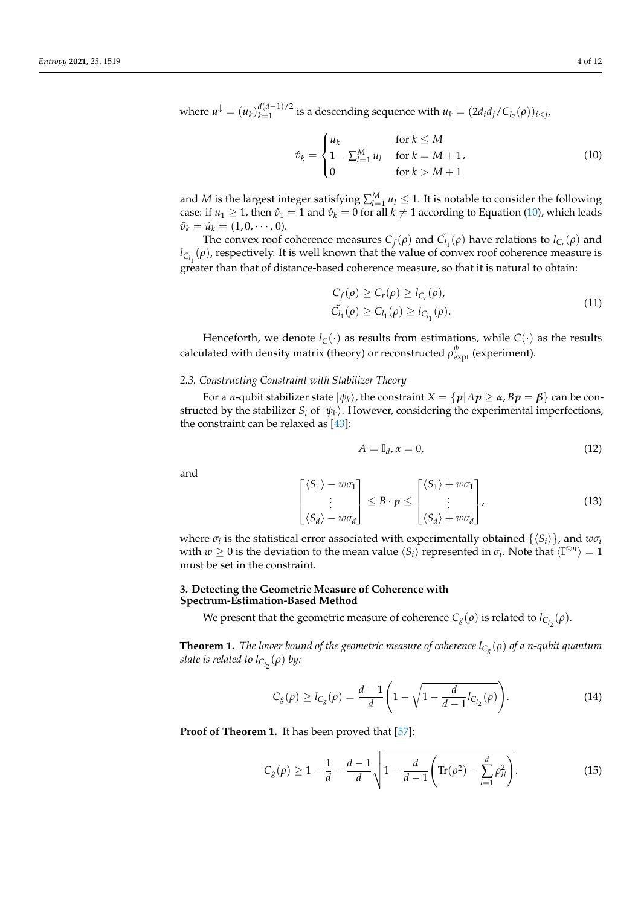where $\boldsymbol{u}^{\downarrow} = (u_k)_{k=1}^{d(d-1)/2}$ is a descending sequence with $u_k = (2d_i d_j / C_{l_2}(\rho))_{i<j}$,

$$
\hat{v}_k = \begin{cases} u_k & \text{for } k \leq M \\ 1 - \sum_{l=1}^{M} u_l & \text{for } k = M+1 \\ 0 & \text{for } k > M+1 \end{cases}, \tag{10}
$$

and $M$ is the largest integer satisfying $\sum_{l=1}^{M} u_l \leq 1$. It is notable to consider the following case: if $u_1 \geq 1$, then $\hat{v}_1 = 1$ and $\hat{v}_k = 0$ for all $k \neq 1$ according to Equation (10), which leads $\hat{v}_k = \hat{u}_k = (1, 0, \cdots, 0)$.

The convex roof coherence measures $C_f(\rho)$ and $\tilde{C_{l_1}}(\rho)$ have relations to $l_{C_r}(\rho)$ and $l_{C_{l_1}}(\rho)$, respectively. It is well known that the value of convex roof coherence measure is greater than that of distance-based coherence measure, so that it is natural to obtain:

$$
\begin{aligned}
C_f(\rho) &\geq C_r(\rho) \geq l_{C_r}(\rho), \\
\tilde{C_{l_1}}(\rho) &\geq C_{l_1}(\rho) \geq l_{C_{l_1}}(\rho).
\end{aligned} \tag{11}
$$

Henceforth, we denote $l_C(\cdot)$ as results from estimations, while $C(\cdot)$ as the results calculated with density matrix (theory) or reconstructed $\rho^{\psi}_{\text{expt}}$ (experiment).

### 2.3. Constructing Constraint with Stabilizer Theory

For a $n$-qubit stabilizer state $|\psi_k\rangle$, the constraint $X = \{\boldsymbol{p} | A\boldsymbol{p} \geq \boldsymbol{\alpha}, B\boldsymbol{p} = \boldsymbol{\beta}\}$ can be constructed by the stabilizer $S_i$ of $|\psi_k\rangle$. However, considering the experimental imperfections, the constraint can be relaxed as [43]:

$$
A = \mathbb{I}_d, \alpha = 0, \tag{12}
$$

and

$$
\begin{bmatrix} \langle S_1 \rangle - w\sigma_1 \\ \vdots \\ \langle S_d \rangle - w\sigma_d \end{bmatrix} \leq B \cdot \boldsymbol{p} \leq \begin{bmatrix} \langle S_1 \rangle + w\sigma_1 \\ \vdots \\ \langle S_d \rangle + w\sigma_d \end{bmatrix}, \tag{13}
$$

where $\sigma_i$ is the statistical error associated with experimentally obtained $\{\langle S_i \rangle\}$, and $w\sigma_i$ with $w \geq 0$ is the deviation to the mean value $\langle S_i \rangle$ represented in $\sigma_i$. Note that $\langle \mathbb{I}^{\otimes n} \rangle = 1$ must be set in the constraint.

## 3. Detecting the Geometric Measure of Coherence with Spectrum-Estimation-Based Method

We present that the geometric measure of coherence $C_g(\rho)$ is related to $l_{C_{l_2}}(\rho)$.

**Theorem 1.** *The lower bound of the geometric measure of coherence $l_{C_g}(\rho)$ of a $n$-qubit quantum state is related to $l_{C_{l_2}}(\rho)$ by:*

$$
C_g(\rho) \geq l_{C_g}(\rho) = \frac{d-1}{d}\left(1 - \sqrt{1 - \frac{d}{d-1} l_{C_{l_2}}(\rho)}\right). \tag{14}
$$

**Proof of Theorem 1.** It has been proved that [57]:

$$
C_g(\rho) \geq 1 - \frac{1}{d} - \frac{d-1}{d}\sqrt{1 - \frac{d}{d-1}\left(\mathrm{Tr}(\rho^2) - \sum_{i=1}^{d} \rho_{ii}^2\right)}. \tag{15}
$$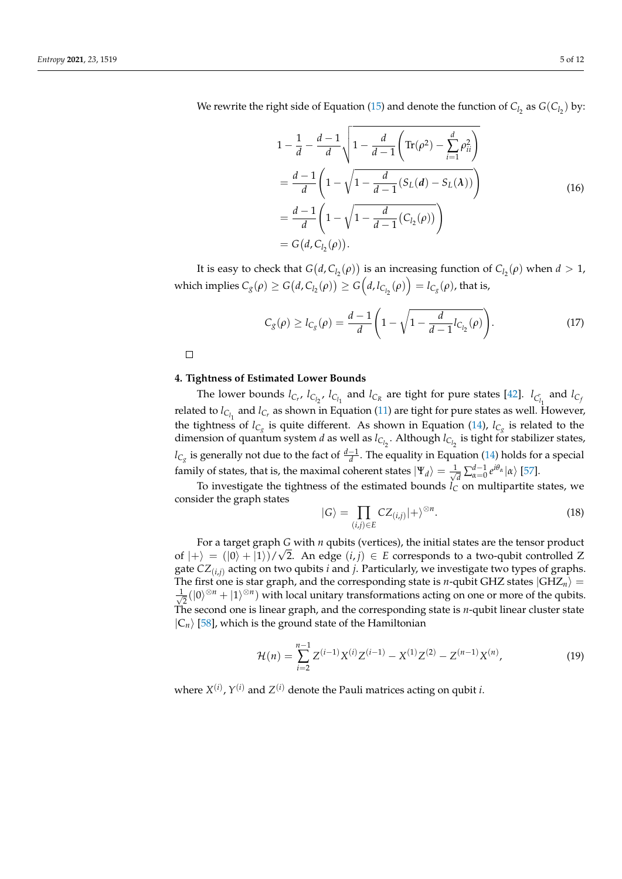We rewrite the right side of Equation (15) and denote the function of $C_{l_2}$ as $G(C_{l_2})$ by:

$$
\begin{aligned}
& 1-\frac{1}{d}-\frac{d-1}{d}\sqrt{1-\frac{d}{d-1}\left(\mathrm{Tr}(\rho^2)-\sum_{i=1}^{d}\rho_{ii}^2\right)} \\
&= \frac{d-1}{d}\left(1-\sqrt{1-\frac{d}{d-1}(S_L(\boldsymbol{d})-S_L(\boldsymbol{\lambda}))}\right) \\
&= \frac{d-1}{d}\left(1-\sqrt{1-\frac{d}{d-1}(C_{l_2}(\rho))}\right) \\
&= G\big(d, C_{l_2}(\rho)\big).
\end{aligned} \tag{16}
$$

It is easy to check that $G\big(d, C_{l_2}(\rho)\big)$ is an increasing function of $C_{l_2}(\rho)$ when $d > 1$, which implies $C_g(\rho) \geq G\big(d, C_{l_2}(\rho)\big) \geq G\Big(d, l_{C_{l_2}}(\rho)\Big) = l_{C_g}(\rho)$, that is,

$$
C_g(\rho) \geq l_{C_g}(\rho) = \frac{d-1}{d}\left(1-\sqrt{1-\frac{d}{d-1}l_{C_{l_2}}(\rho)}\right). \tag{17}
$$

□

## 4. Tightness of Estimated Lower Bounds

The lower bounds $l_{C_r}$, $l_{C_{l_2}}$, $l_{C_{l_1}}$ and $l_{C_R}$ are tight for pure states [42]. $l_{\tilde{C}_{l_1}}$ and $l_{C_f}$ related to $l_{C_{l_1}}$ and $l_{C_r}$ as shown in Equation (11) are tight for pure states as well. However, the tightness of $l_{C_g}$ is quite different. As shown in Equation (14), $l_{C_g}$ is related to the dimension of quantum system $d$ as well as $l_{C_{l_2}}$. Although $l_{C_{l_2}}$ is tight for stabilizer states, $l_{C_g}$ is generally not due to the fact of $\frac{d-1}{d}$. The equality in Equation (14) holds for a special family of states, that is, the maximal coherent states $|\Psi_d\rangle = \frac{1}{\sqrt{d}}\sum_{\alpha=0}^{d-1} e^{i\theta_\alpha}|\alpha\rangle$ [57].

To investigate the tightness of the estimated bounds $l_C$ on multipartite states, we consider the graph states

$$
|G\rangle = \prod_{(i,j)\in E} CZ_{(i,j)}|+\rangle^{\otimes n}. \tag{18}
$$

For a target graph $G$ with $n$ qubits (vertices), the initial states are the tensor product of $|+\rangle = (|0\rangle + |1\rangle)/\sqrt{2}$. An edge $(i,j) \in E$ corresponds to a two-qubit controlled Z gate $CZ_{(i,j)}$ acting on two qubits $i$ and $j$. Particularly, we investigate two types of graphs. The first one is star graph, and the corresponding state is $n$-qubit GHZ states $|\mathrm{GHZ}_n\rangle = \frac{1}{\sqrt{2}}(|0\rangle^{\otimes n} + |1\rangle^{\otimes n})$ with local unitary transformations acting on one or more of the qubits. The second one is linear graph, and the corresponding state is $n$-qubit linear cluster state $|\mathrm{C}_n\rangle$ [58], which is the ground state of the Hamiltonian

$$
\mathcal{H}(n) = \sum_{i=2}^{n-1} Z^{(i-1)}X^{(i)}Z^{(i-1)} - X^{(1)}Z^{(2)} - Z^{(n-1)}X^{(n)}, \tag{19}
$$

where $X^{(i)}$, $Y^{(i)}$ and $Z^{(i)}$ denote the Pauli matrices acting on qubit $i$.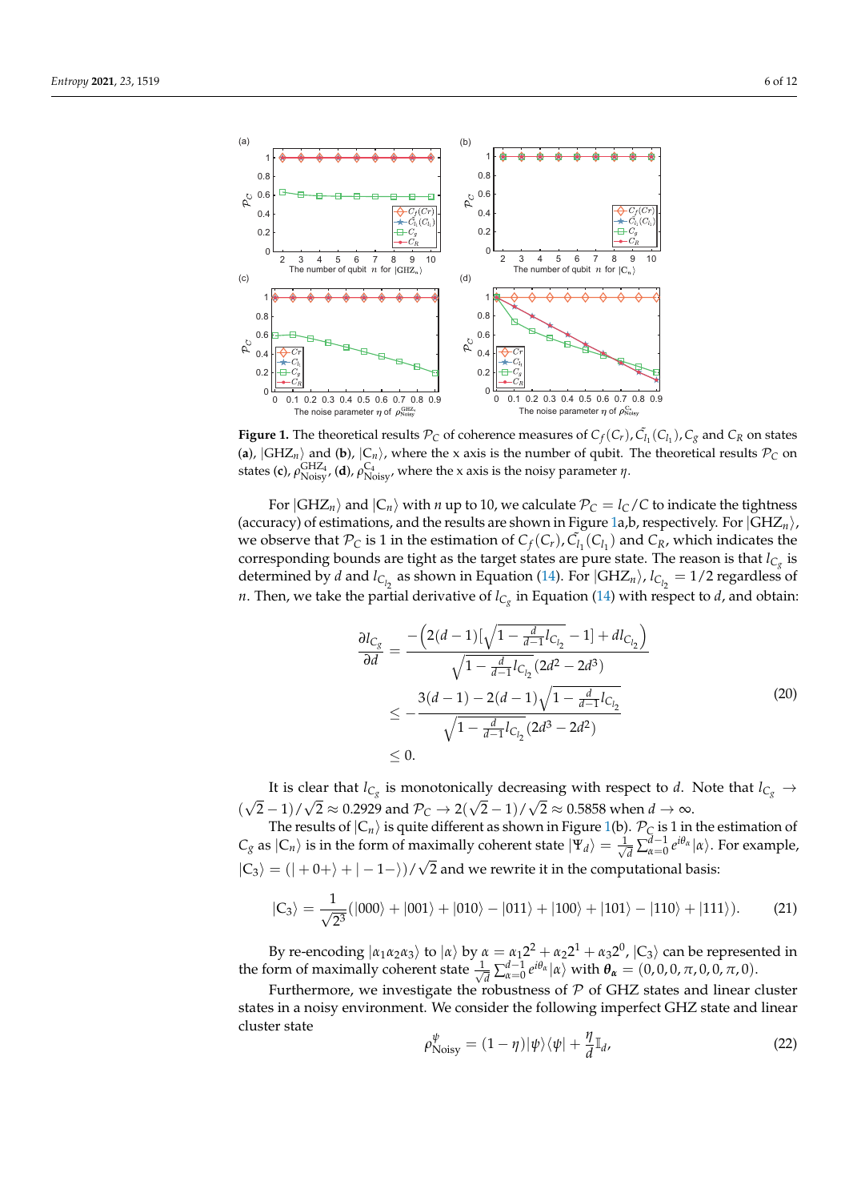**Figure 1.** The theoretical results $\mathcal{P}_C$ of coherence measures of $C_f(C_r), \tilde{C_{l_1}}(C_{l_1}), C_g$ and $C_R$ on states (**a**), $|\mathrm{GHZ}_n\rangle$ and (**b**), $|\mathrm{C}_n\rangle$, where the x axis is the number of qubit. The theoretical results $\mathcal{P}_C$ on states (**c**), $\rho_{\mathrm{Noisy}}^{\mathrm{GHZ}_4}$, (**d**), $\rho_{\mathrm{Noisy}}^{\mathrm{C}_4}$, where the x axis is the noisy parameter $\eta$.

For $|\mathrm{GHZ}_n\rangle$ and $|\mathrm{C}_n\rangle$ with $n$ up to 10, we calculate $\mathcal{P}_C = l_C/C$ to indicate the tightness (accuracy) of estimations, and the results are shown in Figure 1a,b, respectively. For $|\mathrm{GHZ}_n\rangle$, we observe that $\mathcal{P}_C$ is 1 in the estimation of $C_f(C_r), \tilde{C_{l_1}}(C_{l_1})$ and $C_R$, which indicates the corresponding bounds are tight as the target states are pure state. The reason is that $l_{C_g}$ is determined by $d$ and $l_{C_{l_2}}$ as shown in Equation (14). For $|\mathrm{GHZ}_n\rangle$, $l_{C_{l_2}} = 1/2$ regardless of $n$. Then, we take the partial derivative of $l_{C_g}$ in Equation (14) with respect to $d$, and obtain:

$$
\begin{aligned}
\frac{\partial l_{C_g}}{\partial d} &= \frac{-\left(2(d-1)\left[\sqrt{1-\frac{d}{d-1}l_{C_{l_2}}}-1\right]+d l_{C_{l_2}}\right)}{\sqrt{1-\frac{d}{d-1}l_{C_{l_2}}}\,(2d^2-2d^3)} \\
&\leq -\frac{3(d-1)-2(d-1)\sqrt{1-\frac{d}{d-1}l_{C_{l_2}}}}{\sqrt{1-\frac{d}{d-1}l_{C_{l_2}}}\,(2d^3-2d^2)} \\
&\leq 0.
\end{aligned}
\tag{20}
$$

It is clear that $l_{C_g}$ is monotonically decreasing with respect to $d$. Note that $l_{C_g} \rightarrow (\sqrt{2}-1)/\sqrt{2} \approx 0.2929$ and $\mathcal{P}_C \rightarrow 2(\sqrt{2}-1)/\sqrt{2} \approx 0.5858$ when $d \rightarrow \infty$.

The results of $|\mathrm{C}_n\rangle$ is quite different as shown in Figure 1(b). $\mathcal{P}_C$ is 1 in the estimation of $C_g$ as $|\mathrm{C}_n\rangle$ is in the form of maximally coherent state $|\Psi_d\rangle = \frac{1}{\sqrt{d}}\sum_{\alpha=0}^{d-1} e^{i\theta_\alpha}|\alpha\rangle$. For example, $|\mathrm{C}_3\rangle = (|+0+\rangle + |-1-\rangle)/\sqrt{2}$ and we rewrite it in the computational basis:

$$
|\mathrm{C}_3\rangle = \frac{1}{\sqrt{2^3}}(|000\rangle + |001\rangle + |010\rangle - |011\rangle + |100\rangle + |101\rangle - |110\rangle + |111\rangle).
\tag{21}
$$

By re-encoding $|\alpha_1\alpha_2\alpha_3\rangle$ to $|\alpha\rangle$ by $\alpha = \alpha_1 2^2 + \alpha_2 2^1 + \alpha_3 2^0$, $|\mathrm{C}_3\rangle$ can be represented in the form of maximally coherent state $\frac{1}{\sqrt{d}}\sum_{\alpha=0}^{d-1} e^{i\theta_\alpha}|\alpha\rangle$ with $\boldsymbol{\theta_\alpha} = (0,0,0,\pi,0,0,\pi,0)$.

Furthermore, we investigate the robustness of $\mathcal{P}$ of GHZ states and linear cluster states in a noisy environment. We consider the following imperfect GHZ state and linear cluster state

$$
\rho_{\mathrm{Noisy}}^{\psi} = (1-\eta)|\psi\rangle\langle\psi| + \frac{\eta}{d}\mathbb{I}_d,
\tag{22}
$$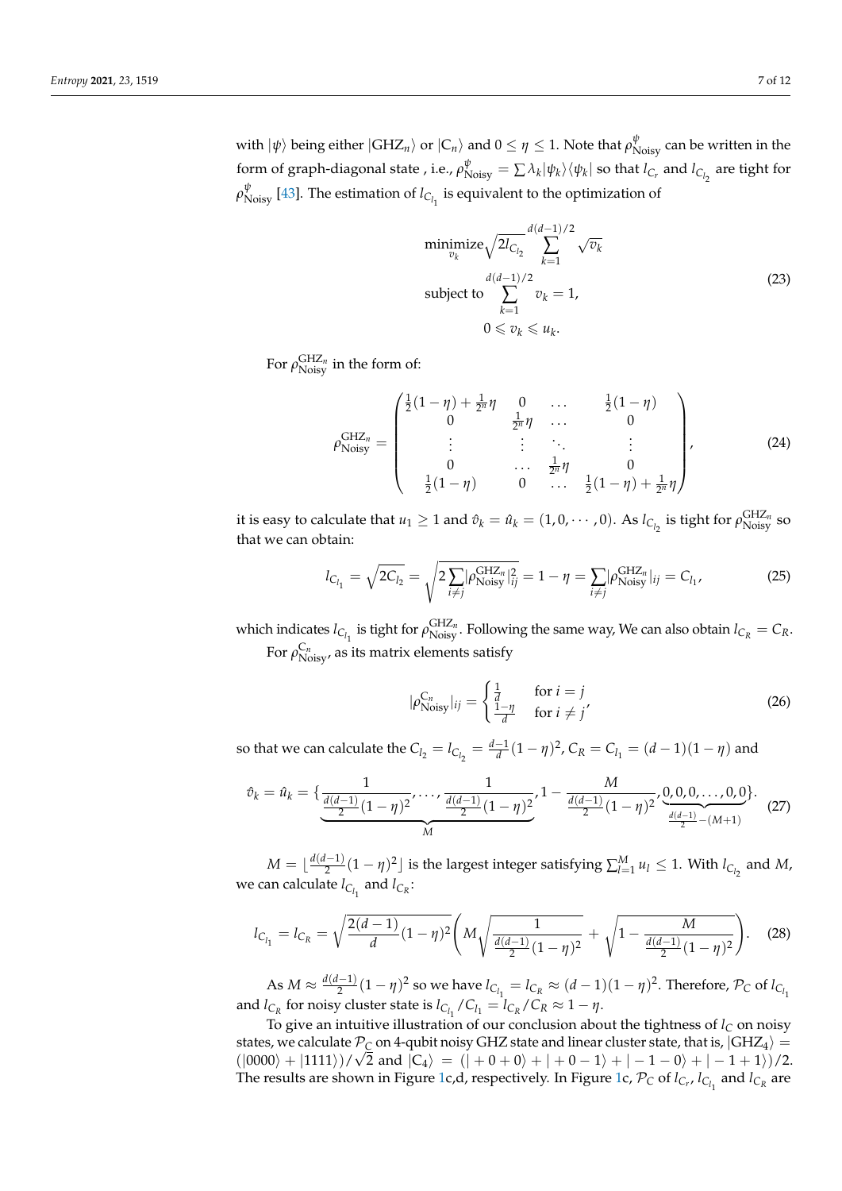with $|\psi\rangle$ being either $|\mathrm{GHZ}_n\rangle$ or $|\mathrm{C}_n\rangle$ and $0 \leq \eta \leq 1$. Note that $\rho^{\psi}_{\mathrm{Noisy}}$ can be written in the form of graph-diagonal state , i.e., $\rho^{\psi}_{\mathrm{Noisy}} = \sum \lambda_k |\psi_k\rangle\langle\psi_k|$ so that $l_{C_r}$ and $l_{C_{l_2}}$ are tight for $\rho^{\psi}_{\mathrm{Noisy}}$ [43]. The estimation of $l_{C_{l_1}}$ is equivalent to the optimization of

$$
\begin{aligned}
&\underset{v_k}{\text{minimize}} \sqrt{2 l_{C_{l_2}}} \sum_{k=1}^{d(d-1)/2} \sqrt{v_k} \\
&\text{subject to } \sum_{k=1}^{d(d-1)/2} v_k = 1, \\
&\qquad 0 \leqslant v_k \leqslant u_k.
\end{aligned}
\tag{23}
$$

For $\rho^{\mathrm{GHZ}_n}_{\mathrm{Noisy}}$ in the form of:

$$
\rho^{\mathrm{GHZ}_n}_{\mathrm{Noisy}} = \begin{pmatrix}
\frac{1}{2}(1-\eta) + \frac{1}{2^n}\eta & 0 & \dots & \frac{1}{2}(1-\eta) \\
0 & \frac{1}{2^n}\eta & \dots & 0 \\
\vdots & \vdots & \ddots & \vdots \\
0 & \dots & \frac{1}{2^n}\eta & 0 \\
\frac{1}{2}(1-\eta) & 0 & \dots & \frac{1}{2}(1-\eta) + \frac{1}{2^n}\eta
\end{pmatrix},
\tag{24}
$$

it is easy to calculate that $u_1 \geq 1$ and $\hat{v}_k = \hat{u}_k = (1, 0, \cdots, 0)$. As $l_{C_{l_2}}$ is tight for $\rho^{\mathrm{GHZ}_n}_{\mathrm{Noisy}}$ so that we can obtain:

$$
l_{C_{l_1}} = \sqrt{2 C_{l_2}} = \sqrt{2 \sum_{i \neq j} |\rho^{\mathrm{GHZ}_n}_{\mathrm{Noisy}}|^2_{ij}} = 1 - \eta = \sum_{i \neq j} |\rho^{\mathrm{GHZ}_n}_{\mathrm{Noisy}}|_{ij} = C_{l_1},
\tag{25}
$$

which indicates $l_{C_{l_1}}$ is tight for $\rho^{\mathrm{GHZ}_n}_{\mathrm{Noisy}}$. Following the same way, We can also obtain $l_{C_R} = C_R$.

For $\rho^{\mathrm{C}_n}_{\mathrm{Noisy}}$, as its matrix elements satisfy

$$
|\rho^{\mathrm{C}_n}_{\mathrm{Noisy}}|_{ij} = \begin{cases} \frac{1}{d} & \text{for } i = j \\ \frac{1-\eta}{d} & \text{for } i \neq j \end{cases},
\tag{26}
$$

so that we can calculate the $C_{l_2} = l_{C_{l_2}} = \frac{d-1}{d}(1-\eta)^2$, $C_R = C_{l_1} = (d-1)(1-\eta)$ and

$$
\hat{v}_k = \hat{u}_k = \{ \underbrace{\frac{1}{\frac{d(d-1)}{2}(1-\eta)^2}, \dots, \frac{1}{\frac{d(d-1)}{2}(1-\eta)^2}}_{M}, 1 - \frac{M}{\frac{d(d-1)}{2}(1-\eta)^2}, \underbrace{0, 0, 0, \dots, 0, 0}_{\frac{d(d-1)}{2} - (M+1)} \}.
\tag{27}
$$

$M = \lfloor \frac{d(d-1)}{2}(1-\eta)^2 \rfloor$ is the largest integer satisfying $\sum_{l=1}^{M} u_l \leq 1$. With $l_{C_{l_2}}$ and $M$, we can calculate $l_{C_{l_1}}$ and $l_{C_R}$:

$$
l_{C_{l_1}} = l_{C_R} = \sqrt{\frac{2(d-1)}{d}(1-\eta)^2} \left( M \sqrt{\frac{1}{\frac{d(d-1)}{2}(1-\eta)^2}} + \sqrt{1 - \frac{M}{\frac{d(d-1)}{2}(1-\eta)^2}} \right).
\tag{28}
$$

As $M \approx \frac{d(d-1)}{2}(1-\eta)^2$ so we have $l_{C_{l_1}} = l_{C_R} \approx (d-1)(1-\eta)^2$. Therefore, $\mathcal{P}_C$ of $l_{C_{l_1}}$ and $l_{C_R}$ for noisy cluster state is $l_{C_{l_1}}/C_{l_1} = l_{C_R}/C_R \approx 1 - \eta$.

To give an intuitive illustration of our conclusion about the tightness of $l_C$ on noisy states, we calculate $\mathcal{P}_C$ on 4-qubit noisy GHZ state and linear cluster state, that is, $|\mathrm{GHZ}_4\rangle = (|0000\rangle + |1111\rangle)/\sqrt{2}$ and $|\mathrm{C}_4\rangle = (|+0+0\rangle + |+0-1\rangle + |-1-0\rangle + |-1+1\rangle)/2$. The results are shown in Figure 1c,d, respectively. In Figure 1c, $\mathcal{P}_C$ of $l_{C_r}$, $l_{C_{l_1}}$ and $l_{C_R}$ are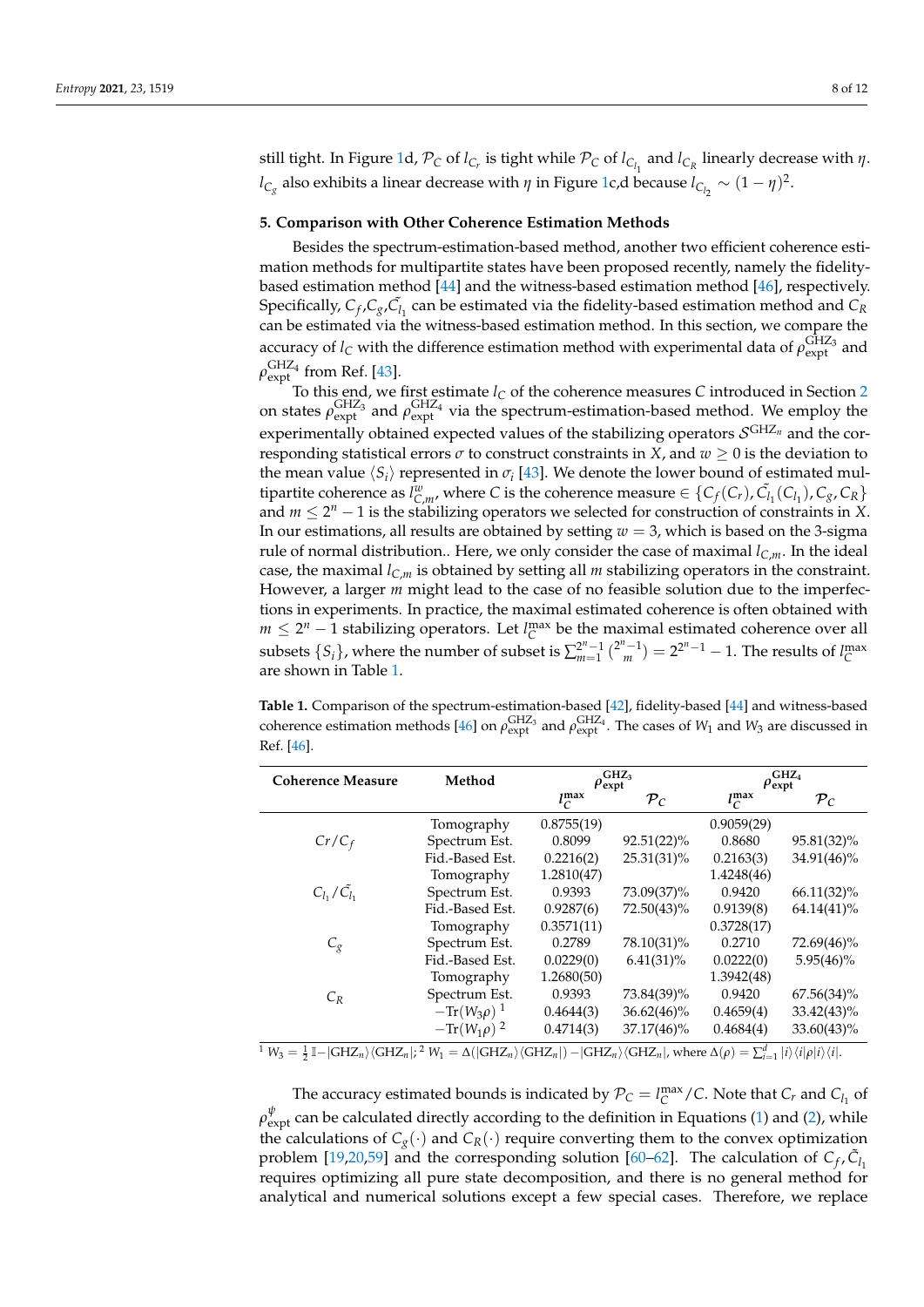still tight. In Figure 1d, $\mathcal{P}_C$ of $l_{C_r}$ is tight while $\mathcal{P}_C$ of $l_{C_{l_1}}$ and $l_{C_R}$ linearly decrease with $\eta$. $l_{C_g}$ also exhibits a linear decrease with $\eta$ in Figure 1c,d because $l_{C_{l_2}} \sim (1-\eta)^2$.

## 5. Comparison with Other Coherence Estimation Methods

Besides the spectrum-estimation-based method, another two efficient coherence estimation methods for multipartite states have been proposed recently, namely the fidelity-based estimation method [44] and the witness-based estimation method [46], respectively. Specifically, $C_f$,$C_g$,$\tilde{C}_{l_1}$ can be estimated via the fidelity-based estimation method and $C_R$ can be estimated via the witness-based estimation method. In this section, we compare the accuracy of $l_C$ with the difference estimation method with experimental data of $\rho_{\rm expt}^{\rm GHZ_3}$ and $\rho_{\rm expt}^{\rm GHZ_4}$ from Ref. [43].

To this end, we first estimate $l_C$ of the coherence measures $C$ introduced in Section 2 on states $\rho_{\rm expt}^{\rm GHZ_3}$ and $\rho_{\rm expt}^{\rm GHZ_4}$ via the spectrum-estimation-based method. We employ the experimentally obtained expected values of the stabilizing operators $\mathcal{S}^{\rm GHZ_n}$ and the corresponding statistical errors $\sigma$ to construct constraints in $X$, and $w \geq 0$ is the deviation to the mean value $\langle S_i \rangle$ represented in $\sigma_i$ [43]. We denote the lower bound of estimated multipartite coherence as $l_{C,m}^{w}$, where $C$ is the coherence measure $\in \{C_f(C_r), \tilde{C}_{l_1}(C_{l_1}), C_g, C_R\}$ and $m \leq 2^n - 1$ is the stabilizing operators we selected for construction of constraints in $X$. In our estimations, all results are obtained by setting $w = 3$, which is based on the 3-sigma rule of normal distribution.. Here, we only consider the case of maximal $l_{C,m}$. In the ideal case, the maximal $l_{C,m}$ is obtained by setting all $m$ stabilizing operators in the constraint. However, a larger $m$ might lead to the case of no feasible solution due to the imperfections in experiments. In practice, the maximal estimated coherence is often obtained with $m \leq 2^n - 1$ stabilizing operators. Let $l_C^{\max}$ be the maximal estimated coherence over all subsets $\{S_i\}$, where the number of subset is $\sum_{m=1}^{2^n-1}\binom{2^n-1}{m} = 2^{2^n-1} - 1$. The results of $l_C^{\max}$ are shown in Table 1.

**Table 1.** Comparison of the spectrum-estimation-based [42], fidelity-based [44] and witness-based coherence estimation methods [46] on $\rho_{\rm expt}^{\rm GHZ_3}$ and $\rho_{\rm expt}^{\rm GHZ_4}$. The cases of $W_1$ and $W_3$ are discussed in Ref. [46].

| Coherence Measure | Method | $\rho_{\rm expt}^{\rm GHZ_3}$ | | $\rho_{\rm expt}^{\rm GHZ_4}$ | |
|---|---|---|---|---|---|
| | | $l_C^{\max}$ | $\mathcal{P}_C$ | $l_C^{\max}$ | $\mathcal{P}_C$ |
| $Cr/C_f$ | Tomography | 0.8755(19) | | 0.9059(29) | |
| | Spectrum Est. | 0.8099 | 92.51(22)% | 0.8680 | 95.81(32)% |
| | Fid.-Based Est. | 0.2216(2) | 25.31(31)% | 0.2163(3) | 34.91(46)% |
| $C_{l_1}/\tilde{C}_{l_1}$ | Tomography | 1.2810(47) | | 1.4248(46) | |
| | Spectrum Est. | 0.9393 | 73.09(37)% | 0.9420 | 66.11(32)% |
| | Fid.-Based Est. | 0.9287(6) | 72.50(43)% | 0.9139(8) | 64.14(41)% |
| $C_g$ | Tomography | 0.3571(11) | | 0.3728(17) | |
| | Spectrum Est. | 0.2789 | 78.10(31)% | 0.2710 | 72.69(46)% |
| | Fid.-Based Est. | 0.0229(0) | 6.41(31)% | 0.0222(0) | 5.95(46)% |
| $C_R$ | Tomography | 1.2680(50) | | 1.3942(48) | |
| | Spectrum Est. | 0.9393 | 73.84(39)% | 0.9420 | 67.56(34)% |
| | $-{\rm Tr}(W_3\rho)$ [1] | 0.4644(3) | 36.62(46)% | 0.4659(4) | 33.42(43)% |
| | $-{\rm Tr}(W_1\rho)$ [2] | 0.4714(3) | 37.17(46)% | 0.4684(4) | 33.60(43)% |

[1] $W_3 = \frac{1}{2}\mathbb{I} - |{\rm GHZ}_n\rangle\langle{\rm GHZ}_n|$; [2] $W_1 = \Delta(|{\rm GHZ}_n\rangle\langle{\rm GHZ}_n|) - |{\rm GHZ}_n\rangle\langle{\rm GHZ}_n|$, where $\Delta(\rho) = \sum_{i=1}^{d} |i\rangle\langle i|\rho|i\rangle\langle i|$.

The accuracy estimated bounds is indicated by $\mathcal{P}_C = l_C^{\max}/C$. Note that $C_r$ and $C_{l_1}$ of $\rho_{\rm expt}^{\psi}$ can be calculated directly according to the definition in Equations (1) and (2), while the calculations of $C_g(\cdot)$ and $C_R(\cdot)$ require converting them to the convex optimization problem [19,20,59] and the corresponding solution [60–62]. The calculation of $C_f$, $\tilde{C}_{l_1}$ requires optimizing all pure state decomposition, and there is no general method for analytical and numerical solutions except a few special cases. Therefore, we replace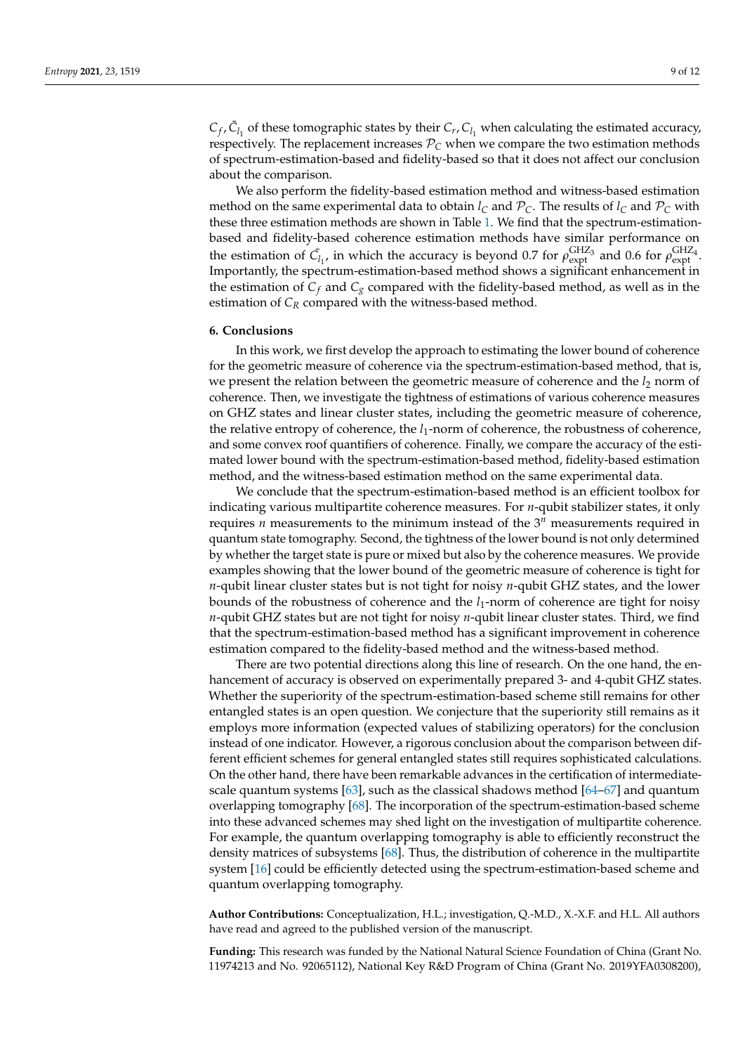$C_f, \tilde{C}_{l_1}$ of these tomographic states by their $C_r, C_{l_1}$ when calculating the estimated accuracy, respectively. The replacement increases $\mathcal{P}_C$ when we compare the two estimation methods of spectrum-estimation-based and fidelity-based so that it does not affect our conclusion about the comparison.

We also perform the fidelity-based estimation method and witness-based estimation method on the same experimental data to obtain $l_C$ and $\mathcal{P}_C$. The results of $l_C$ and $\mathcal{P}_C$ with these three estimation methods are shown in Table 1. We find that the spectrum-estimation-based and fidelity-based coherence estimation methods have similar performance on the estimation of $\tilde{C_{l_1}}$, in which the accuracy is beyond 0.7 for $\rho_{\text{expt}}^{\text{GHZ}_3}$ and 0.6 for $\rho_{\text{expt}}^{\text{GHZ}_4}$. Importantly, the spectrum-estimation-based method shows a significant enhancement in the estimation of $C_f$ and $C_g$ compared with the fidelity-based method, as well as in the estimation of $C_R$ compared with the witness-based method.

## 6. Conclusions

In this work, we first develop the approach to estimating the lower bound of coherence for the geometric measure of coherence via the spectrum-estimation-based method, that is, we present the relation between the geometric measure of coherence and the $l_2$ norm of coherence. Then, we investigate the tightness of estimations of various coherence measures on GHZ states and linear cluster states, including the geometric measure of coherence, the relative entropy of coherence, the $l_1$-norm of coherence, the robustness of coherence, and some convex roof quantifiers of coherence. Finally, we compare the accuracy of the estimated lower bound with the spectrum-estimation-based method, fidelity-based estimation method, and the witness-based estimation method on the same experimental data.

We conclude that the spectrum-estimation-based method is an efficient toolbox for indicating various multipartite coherence measures. For $n$-qubit stabilizer states, it only requires $n$ measurements to the minimum instead of the $3^n$ measurements required in quantum state tomography. Second, the tightness of the lower bound is not only determined by whether the target state is pure or mixed but also by the coherence measures. We provide examples showing that the lower bound of the geometric measure of coherence is tight for $n$-qubit linear cluster states but is not tight for noisy $n$-qubit GHZ states, and the lower bounds of the robustness of coherence and the $l_1$-norm of coherence are tight for noisy $n$-qubit GHZ states but are not tight for noisy $n$-qubit linear cluster states. Third, we find that the spectrum-estimation-based method has a significant improvement in coherence estimation compared to the fidelity-based method and the witness-based method.

There are two potential directions along this line of research. On the one hand, the enhancement of accuracy is observed on experimentally prepared 3- and 4-qubit GHZ states. Whether the superiority of the spectrum-estimation-based scheme still remains for other entangled states is an open question. We conjecture that the superiority still remains as it employs more information (expected values of stabilizing operators) for the conclusion instead of one indicator. However, a rigorous conclusion about the comparison between different efficient schemes for general entangled states still requires sophisticated calculations. On the other hand, there have been remarkable advances in the certification of intermediate-scale quantum systems [63], such as the classical shadows method [64–67] and quantum overlapping tomography [68]. The incorporation of the spectrum-estimation-based scheme into these advanced schemes may shed light on the investigation of multipartite coherence. For example, the quantum overlapping tomography is able to efficiently reconstruct the density matrices of subsystems [68]. Thus, the distribution of coherence in the multipartite system [16] could be efficiently detected using the spectrum-estimation-based scheme and quantum overlapping tomography.

**Author Contributions:** Conceptualization, H.L.; investigation, Q.-M.D., X.-X.F. and H.L. All authors have read and agreed to the published version of the manuscript.

**Funding:** This research was funded by the National Natural Science Foundation of China (Grant No. 11974213 and No. 92065112), National Key R&D Program of China (Grant No. 2019YFA0308200),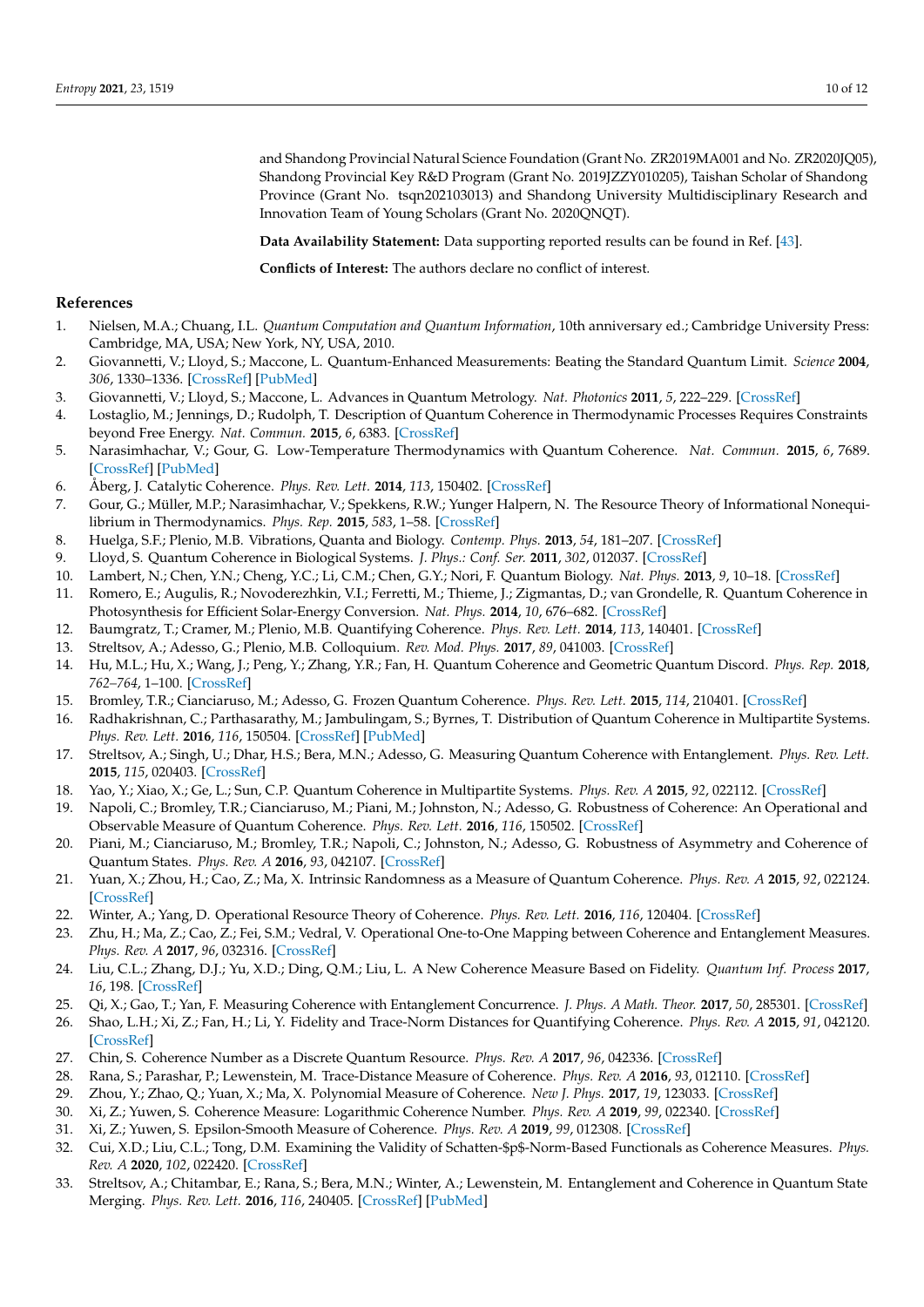and Shandong Provincial Natural Science Foundation (Grant No. ZR2019MA001 and No. ZR2020JQ05), Shandong Provincial Key R&D Program (Grant No. 2019JZZY010205), Taishan Scholar of Shandong Province (Grant No. tsqn202103013) and Shandong University Multidisciplinary Research and Innovation Team of Young Scholars (Grant No. 2020QNQT).

**Data Availability Statement:** Data supporting reported results can be found in Ref. [43].

**Conflicts of Interest:** The authors declare no conflict of interest.

## References

1. Nielsen, M.A.; Chuang, I.L. *Quantum Computation and Quantum Information*, 10th anniversary ed.; Cambridge University Press: Cambridge, MA, USA; New York, NY, USA, 2010.
2. Giovannetti, V.; Lloyd, S.; Maccone, L. Quantum-Enhanced Measurements: Beating the Standard Quantum Limit. *Science* **2004**, *306*, 1330–1336. [CrossRef] [PubMed]
3. Giovannetti, V.; Lloyd, S.; Maccone, L. Advances in Quantum Metrology. *Nat. Photonics* **2011**, *5*, 222–229. [CrossRef]
4. Lostaglio, M.; Jennings, D.; Rudolph, T. Description of Quantum Coherence in Thermodynamic Processes Requires Constraints beyond Free Energy. *Nat. Commun.* **2015**, *6*, 6383. [CrossRef]
5. Narasimhachar, V.; Gour, G. Low-Temperature Thermodynamics with Quantum Coherence. *Nat. Commun.* **2015**, *6*, 7689. [CrossRef] [PubMed]
6. Åberg, J. Catalytic Coherence. *Phys. Rev. Lett.* **2014**, *113*, 150402. [CrossRef]
7. Gour, G.; Müller, M.P.; Narasimhachar, V.; Spekkens, R.W.; Yunger Halpern, N. The Resource Theory of Informational Nonequilibrium in Thermodynamics. *Phys. Rep.* **2015**, *583*, 1–58. [CrossRef]
8. Huelga, S.F.; Plenio, M.B. Vibrations, Quanta and Biology. *Contemp. Phys.* **2013**, *54*, 181–207. [CrossRef]
9. Lloyd, S. Quantum Coherence in Biological Systems. *J. Phys.: Conf. Ser.* **2011**, *302*, 012037. [CrossRef]
10. Lambert, N.; Chen, Y.N.; Cheng, Y.C.; Li, C.M.; Chen, G.Y.; Nori, F. Quantum Biology. *Nat. Phys.* **2013**, *9*, 10–18. [CrossRef]
11. Romero, E.; Augulis, R.; Novoderezhkin, V.I.; Ferretti, M.; Thieme, J.; Zigmantas, D.; van Grondelle, R. Quantum Coherence in Photosynthesis for Efficient Solar-Energy Conversion. *Nat. Phys.* **2014**, *10*, 676–682. [CrossRef]
12. Baumgratz, T.; Cramer, M.; Plenio, M.B. Quantifying Coherence. *Phys. Rev. Lett.* **2014**, *113*, 140401. [CrossRef]
13. Streltsov, A.; Adesso, G.; Plenio, M.B. Colloquium. *Rev. Mod. Phys.* **2017**, *89*, 041003. [CrossRef]
14. Hu, M.L.; Hu, X.; Wang, J.; Peng, Y.; Zhang, Y.R.; Fan, H. Quantum Coherence and Geometric Quantum Discord. *Phys. Rep.* **2018**, *762–764*, 1–100. [CrossRef]
15. Bromley, T.R.; Cianciaruso, M.; Adesso, G. Frozen Quantum Coherence. *Phys. Rev. Lett.* **2015**, *114*, 210401. [CrossRef]
16. Radhakrishnan, C.; Parthasarathy, M.; Jambulingam, S.; Byrnes, T. Distribution of Quantum Coherence in Multipartite Systems. *Phys. Rev. Lett.* **2016**, *116*, 150504. [CrossRef] [PubMed]
17. Streltsov, A.; Singh, U.; Dhar, H.S.; Bera, M.N.; Adesso, G. Measuring Quantum Coherence with Entanglement. *Phys. Rev. Lett.* **2015**, *115*, 020403. [CrossRef]
18. Yao, Y.; Xiao, X.; Ge, L.; Sun, C.P. Quantum Coherence in Multipartite Systems. *Phys. Rev. A* **2015**, *92*, 022112. [CrossRef]
19. Napoli, C.; Bromley, T.R.; Cianciaruso, M.; Piani, M.; Johnston, N.; Adesso, G. Robustness of Coherence: An Operational and Observable Measure of Quantum Coherence. *Phys. Rev. Lett.* **2016**, *116*, 150502. [CrossRef]
20. Piani, M.; Cianciaruso, M.; Bromley, T.R.; Napoli, C.; Johnston, N.; Adesso, G. Robustness of Asymmetry and Coherence of Quantum States. *Phys. Rev. A* **2016**, *93*, 042107. [CrossRef]
21. Yuan, X.; Zhou, H.; Cao, Z.; Ma, X. Intrinsic Randomness as a Measure of Quantum Coherence. *Phys. Rev. A* **2015**, *92*, 022124. [CrossRef]
22. Winter, A.; Yang, D. Operational Resource Theory of Coherence. *Phys. Rev. Lett.* **2016**, *116*, 120404. [CrossRef]
23. Zhu, H.; Ma, Z.; Cao, Z.; Fei, S.M.; Vedral, V. Operational One-to-One Mapping between Coherence and Entanglement Measures. *Phys. Rev. A* **2017**, *96*, 032316. [CrossRef]
24. Liu, C.L.; Zhang, D.J.; Yu, X.D.; Ding, Q.M.; Liu, L. A New Coherence Measure Based on Fidelity. *Quantum Inf. Process* **2017**, *16*, 198. [CrossRef]
25. Qi, X.; Gao, T.; Yan, F. Measuring Coherence with Entanglement Concurrence. *J. Phys. A Math. Theor.* **2017**, *50*, 285301. [CrossRef]
26. Shao, L.H.; Xi, Z.; Fan, H.; Li, Y. Fidelity and Trace-Norm Distances for Quantifying Coherence. *Phys. Rev. A* **2015**, *91*, 042120. [CrossRef]
27. Chin, S. Coherence Number as a Discrete Quantum Resource. *Phys. Rev. A* **2017**, *96*, 042336. [CrossRef]
28. Rana, S.; Parashar, P.; Lewenstein, M. Trace-Distance Measure of Coherence. *Phys. Rev. A* **2016**, *93*, 012110. [CrossRef]
29. Zhou, Y.; Zhao, Q.; Yuan, X.; Ma, X. Polynomial Measure of Coherence. *New J. Phys.* **2017**, *19*, 123033. [CrossRef]
30. Xi, Z.; Yuwen, S. Coherence Measure: Logarithmic Coherence Number. *Phys. Rev. A* **2019**, *99*, 022340. [CrossRef]
31. Xi, Z.; Yuwen, S. Epsilon-Smooth Measure of Coherence. *Phys. Rev. A* **2019**, *99*, 012308. [CrossRef]
32. Cui, X.D.; Liu, C.L.; Tong, D.M. Examining the Validity of Schatten-$p$-Norm-Based Functionals as Coherence Measures. *Phys. Rev. A* **2020**, *102*, 022420. [CrossRef]
33. Streltsov, A.; Chitambar, E.; Rana, S.; Bera, M.N.; Winter, A.; Lewenstein, M. Entanglement and Coherence in Quantum State Merging. *Phys. Rev. Lett.* **2016**, *116*, 240405. [CrossRef] [PubMed]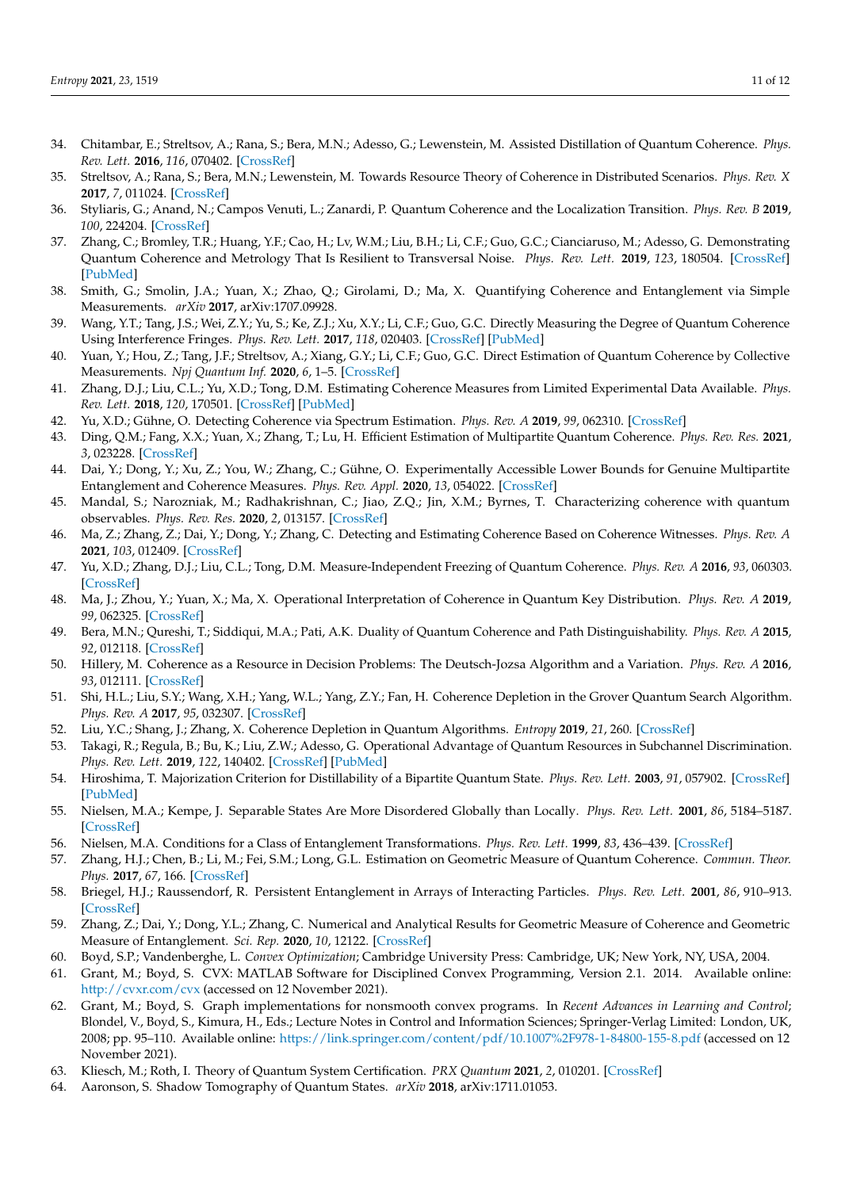34. Chitambar, E.; Streltsov, A.; Rana, S.; Bera, M.N.; Adesso, G.; Lewenstein, M. Assisted Distillation of Quantum Coherence. *Phys. Rev. Lett.* **2016**, *116*, 070402. [CrossRef]
35. Streltsov, A.; Rana, S.; Bera, M.N.; Lewenstein, M. Towards Resource Theory of Coherence in Distributed Scenarios. *Phys. Rev. X* **2017**, *7*, 011024. [CrossRef]
36. Styliaris, G.; Anand, N.; Campos Venuti, L.; Zanardi, P. Quantum Coherence and the Localization Transition. *Phys. Rev. B* **2019**, *100*, 224204. [CrossRef]
37. Zhang, C.; Bromley, T.R.; Huang, Y.F.; Cao, H.; Lv, W.M.; Liu, B.H.; Li, C.F.; Guo, G.C.; Cianciaruso, M.; Adesso, G. Demonstrating Quantum Coherence and Metrology That Is Resilient to Transversal Noise. *Phys. Rev. Lett.* **2019**, *123*, 180504. [CrossRef] [PubMed]
38. Smith, G.; Smolin, J.A.; Yuan, X.; Zhao, Q.; Girolami, D.; Ma, X. Quantifying Coherence and Entanglement via Simple Measurements. *arXiv* **2017**, arXiv:1707.09928.
39. Wang, Y.T.; Tang, J.S.; Wei, Z.Y.; Yu, S.; Ke, Z.J.; Xu, X.Y.; Li, C.F.; Guo, G.C. Directly Measuring the Degree of Quantum Coherence Using Interference Fringes. *Phys. Rev. Lett.* **2017**, *118*, 020403. [CrossRef] [PubMed]
40. Yuan, Y.; Hou, Z.; Tang, J.F.; Streltsov, A.; Xiang, G.Y.; Li, C.F.; Guo, G.C. Direct Estimation of Quantum Coherence by Collective Measurements. *Npj Quantum Inf.* **2020**, *6*, 1–5. [CrossRef]
41. Zhang, D.J.; Liu, C.L.; Yu, X.D.; Tong, D.M. Estimating Coherence Measures from Limited Experimental Data Available. *Phys. Rev. Lett.* **2018**, *120*, 170501. [CrossRef] [PubMed]
42. Yu, X.D.; Gühne, O. Detecting Coherence via Spectrum Estimation. *Phys. Rev. A* **2019**, *99*, 062310. [CrossRef]
43. Ding, Q.M.; Fang, X.X.; Yuan, X.; Zhang, T.; Lu, H. Efficient Estimation of Multipartite Quantum Coherence. *Phys. Rev. Res.* **2021**, *3*, 023228. [CrossRef]
44. Dai, Y.; Dong, Y.; Xu, Z.; You, W.; Zhang, C.; Gühne, O. Experimentally Accessible Lower Bounds for Genuine Multipartite Entanglement and Coherence Measures. *Phys. Rev. Appl.* **2020**, *13*, 054022. [CrossRef]
45. Mandal, S.; Narozniak, M.; Radhakrishnan, C.; Jiao, Z.Q.; Jin, X.M.; Byrnes, T. Characterizing coherence with quantum observables. *Phys. Rev. Res.* **2020**, *2*, 013157. [CrossRef]
46. Ma, Z.; Zhang, Z.; Dai, Y.; Dong, Y.; Zhang, C. Detecting and Estimating Coherence Based on Coherence Witnesses. *Phys. Rev. A* **2021**, *103*, 012409. [CrossRef]
47. Yu, X.D.; Zhang, D.J.; Liu, C.L.; Tong, D.M. Measure-Independent Freezing of Quantum Coherence. *Phys. Rev. A* **2016**, *93*, 060303. [CrossRef]
48. Ma, J.; Zhou, Y.; Yuan, X.; Ma, X. Operational Interpretation of Coherence in Quantum Key Distribution. *Phys. Rev. A* **2019**, *99*, 062325. [CrossRef]
49. Bera, M.N.; Qureshi, T.; Siddiqui, M.A.; Pati, A.K. Duality of Quantum Coherence and Path Distinguishability. *Phys. Rev. A* **2015**, *92*, 012118. [CrossRef]
50. Hillery, M. Coherence as a Resource in Decision Problems: The Deutsch-Jozsa Algorithm and a Variation. *Phys. Rev. A* **2016**, *93*, 012111. [CrossRef]
51. Shi, H.L.; Liu, S.Y.; Wang, X.H.; Yang, W.L.; Yang, Z.Y.; Fan, H. Coherence Depletion in the Grover Quantum Search Algorithm. *Phys. Rev. A* **2017**, *95*, 032307. [CrossRef]
52. Liu, Y.C.; Shang, J.; Zhang, X. Coherence Depletion in Quantum Algorithms. *Entropy* **2019**, *21*, 260. [CrossRef]
53. Takagi, R.; Regula, B.; Bu, K.; Liu, Z.W.; Adesso, G. Operational Advantage of Quantum Resources in Subchannel Discrimination. *Phys. Rev. Lett.* **2019**, *122*, 140402. [CrossRef] [PubMed]
54. Hiroshima, T. Majorization Criterion for Distillability of a Bipartite Quantum State. *Phys. Rev. Lett.* **2003**, *91*, 057902. [CrossRef] [PubMed]
55. Nielsen, M.A.; Kempe, J. Separable States Are More Disordered Globally than Locally. *Phys. Rev. Lett.* **2001**, *86*, 5184–5187. [CrossRef]
56. Nielsen, M.A. Conditions for a Class of Entanglement Transformations. *Phys. Rev. Lett.* **1999**, *83*, 436–439. [CrossRef]
57. Zhang, H.J.; Chen, B.; Li, M.; Fei, S.M.; Long, G.L. Estimation on Geometric Measure of Quantum Coherence. *Commun. Theor. Phys.* **2017**, *67*, 166. [CrossRef]
58. Briegel, H.J.; Raussendorf, R. Persistent Entanglement in Arrays of Interacting Particles. *Phys. Rev. Lett.* **2001**, *86*, 910–913. [CrossRef]
59. Zhang, Z.; Dai, Y.; Dong, Y.L.; Zhang, C. Numerical and Analytical Results for Geometric Measure of Coherence and Geometric Measure of Entanglement. *Sci. Rep.* **2020**, *10*, 12122. [CrossRef]
60. Boyd, S.P.; Vandenberghe, L. *Convex Optimization*; Cambridge University Press: Cambridge, UK; New York, NY, USA, 2004.
61. Grant, M.; Boyd, S. CVX: MATLAB Software for Disciplined Convex Programming, Version 2.1. 2014. Available online: http://cvxr.com/cvx (accessed on 12 November 2021).
62. Grant, M.; Boyd, S. Graph implementations for nonsmooth convex programs. In *Recent Advances in Learning and Control*; Blondel, V., Boyd, S., Kimura, H., Eds.; Lecture Notes in Control and Information Sciences; Springer-Verlag Limited: London, UK, 2008; pp. 95–110. Available online: https://link.springer.com/content/pdf/10.1007%2F978-1-84800-155-8.pdf (accessed on 12 November 2021).
63. Kliesch, M.; Roth, I. Theory of Quantum System Certification. *PRX Quantum* **2021**, *2*, 010201. [CrossRef]
64. Aaronson, S. Shadow Tomography of Quantum States. *arXiv* **2018**, arXiv:1711.01053.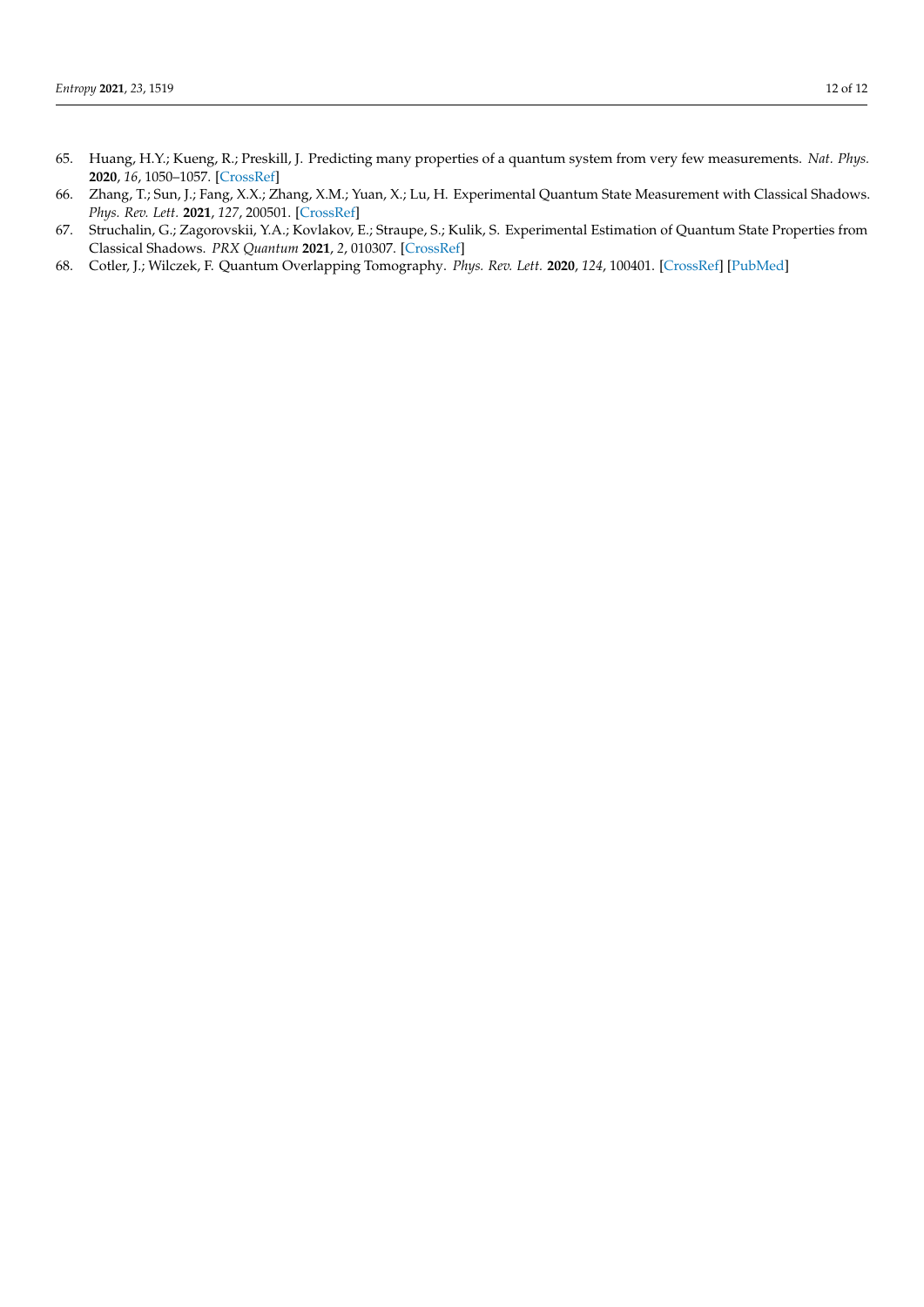65. Huang, H.Y.; Kueng, R.; Preskill, J. Predicting many properties of a quantum system from very few measurements. *Nat. Phys.* **2020**, *16*, 1050–1057. [CrossRef]
66. Zhang, T.; Sun, J.; Fang, X.X.; Zhang, X.M.; Yuan, X.; Lu, H. Experimental Quantum State Measurement with Classical Shadows. *Phys. Rev. Lett.* **2021**, *127*, 200501. [CrossRef]
67. Struchalin, G.; Zagorovskii, Y.A.; Kovlakov, E.; Straupe, S.; Kulik, S. Experimental Estimation of Quantum State Properties from Classical Shadows. *PRX Quantum* **2021**, *2*, 010307. [CrossRef]
68. Cotler, J.; Wilczek, F. Quantum Overlapping Tomography. *Phys. Rev. Lett.* **2020**, *124*, 100401. [CrossRef] [PubMed]